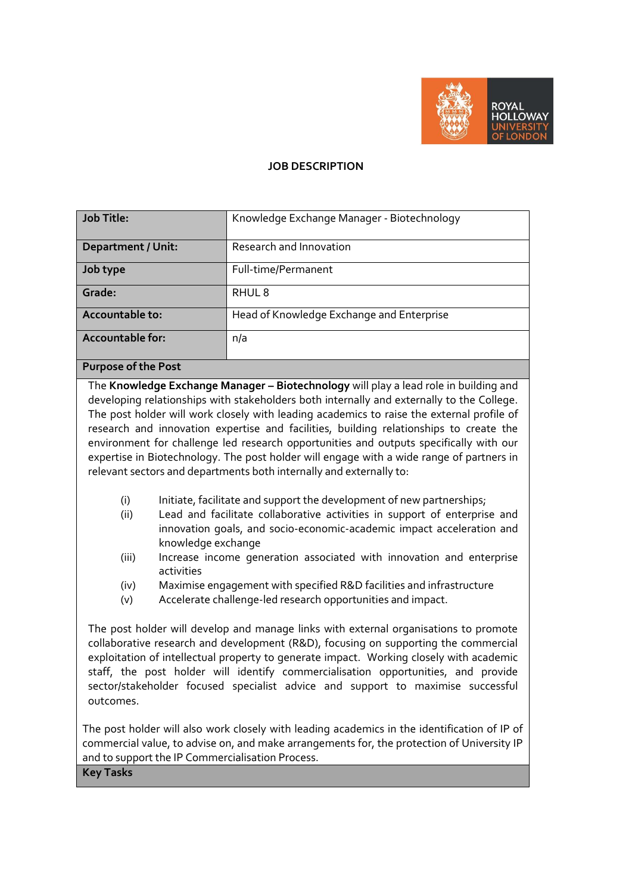# JOB DESCRIPTION

| **Job Title:** | Knowledge Exchange Manager - Biotechnology |
|---|---|
| **Department / Unit:** | Research and Innovation |
| **Job type** | Full-time/Permanent |
| **Grade:** | RHUL 8 |
| **Accountable to:** | Head of Knowledge Exchange and Enterprise |
| **Accountable for:** | n/a |

## Purpose of the Post

The **Knowledge Exchange Manager – Biotechnology** will play a lead role in building and developing relationships with stakeholders both internally and externally to the College. The post holder will work closely with leading academics to raise the external profile of research and innovation expertise and facilities, building relationships to create the environment for challenge led research opportunities and outputs specifically with our expertise in Biotechnology. The post holder will engage with a wide range of partners in relevant sectors and departments both internally and externally to:

(i) Initiate, facilitate and support the development of new partnerships;
(ii) Lead and facilitate collaborative activities in support of enterprise and innovation goals, and socio-economic-academic impact acceleration and knowledge exchange
(iii) Increase income generation associated with innovation and enterprise activities
(iv) Maximise engagement with specified R&D facilities and infrastructure
(v) Accelerate challenge-led research opportunities and impact.

The post holder will develop and manage links with external organisations to promote collaborative research and development (R&D), focusing on supporting the commercial exploitation of intellectual property to generate impact. Working closely with academic staff, the post holder will identify commercialisation opportunities, and provide sector/stakeholder focused specialist advice and support to maximise successful outcomes.

The post holder will also work closely with leading academics in the identification of IP of commercial value, to advise on, and make arrangements for, the protection of University IP and to support the IP Commercialisation Process.

## Key Tasks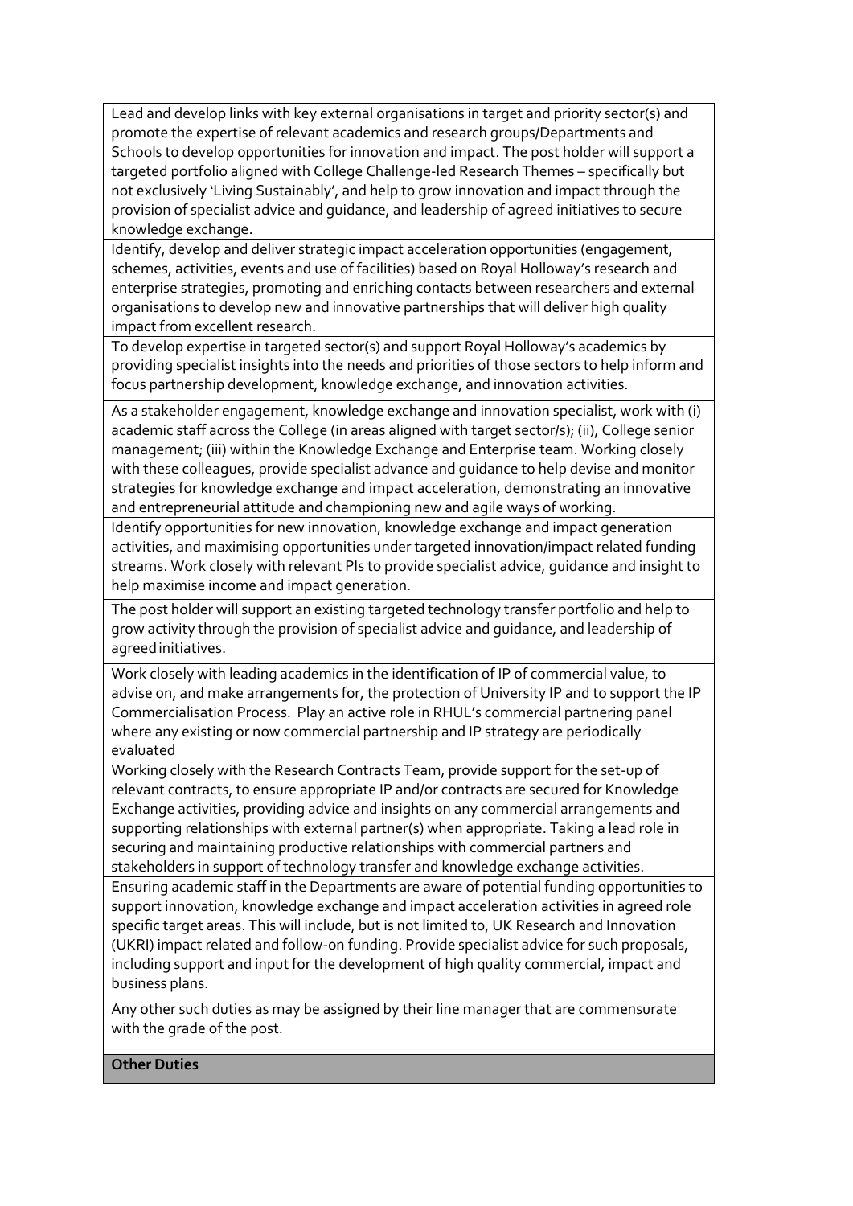| |
|---|
| Lead and develop links with key external organisations in target and priority sector(s) and promote the expertise of relevant academics and research groups/Departments and Schools to develop opportunities for innovation and impact. The post holder will support a targeted portfolio aligned with College Challenge-led Research Themes – specifically but not exclusively 'Living Sustainably', and help to grow innovation and impact through the provision of specialist advice and guidance, and leadership of agreed initiatives to secure knowledge exchange. |
| Identify, develop and deliver strategic impact acceleration opportunities (engagement, schemes, activities, events and use of facilities) based on Royal Holloway's research and enterprise strategies, promoting and enriching contacts between researchers and external organisations to develop new and innovative partnerships that will deliver high quality impact from excellent research. |
| To develop expertise in targeted sector(s) and support Royal Holloway's academics by providing specialist insights into the needs and priorities of those sectors to help inform and focus partnership development, knowledge exchange, and innovation activities. |
| As a stakeholder engagement, knowledge exchange and innovation specialist, work with (i) academic staff across the College (in areas aligned with target sector/s); (ii), College senior management; (iii) within the Knowledge Exchange and Enterprise team. Working closely with these colleagues, provide specialist advance and guidance to help devise and monitor strategies for knowledge exchange and impact acceleration, demonstrating an innovative and entrepreneurial attitude and championing new and agile ways of working. |
| Identify opportunities for new innovation, knowledge exchange and impact generation activities, and maximising opportunities under targeted innovation/impact related funding streams. Work closely with relevant PIs to provide specialist advice, guidance and insight to help maximise income and impact generation. |
| The post holder will support an existing targeted technology transfer portfolio and help to grow activity through the provision of specialist advice and guidance, and leadership of agreed initiatives. |
| Work closely with leading academics in the identification of IP of commercial value, to advise on, and make arrangements for, the protection of University IP and to support the IP Commercialisation Process. Play an active role in RHUL's commercial partnering panel where any existing or now commercial partnership and IP strategy are periodically evaluated |
| Working closely with the Research Contracts Team, provide support for the set-up of relevant contracts, to ensure appropriate IP and/or contracts are secured for Knowledge Exchange activities, providing advice and insights on any commercial arrangements and supporting relationships with external partner(s) when appropriate. Taking a lead role in securing and maintaining productive relationships with commercial partners and stakeholders in support of technology transfer and knowledge exchange activities. |
| Ensuring academic staff in the Departments are aware of potential funding opportunities to support innovation, knowledge exchange and impact acceleration activities in agreed role specific target areas. This will include, but is not limited to, UK Research and Innovation (UKRI) impact related and follow-on funding. Provide specialist advice for such proposals, including support and input for the development of high quality commercial, impact and business plans. |
| Any other such duties as may be assigned by their line manager that are commensurate with the grade of the post. |
| **Other Duties** |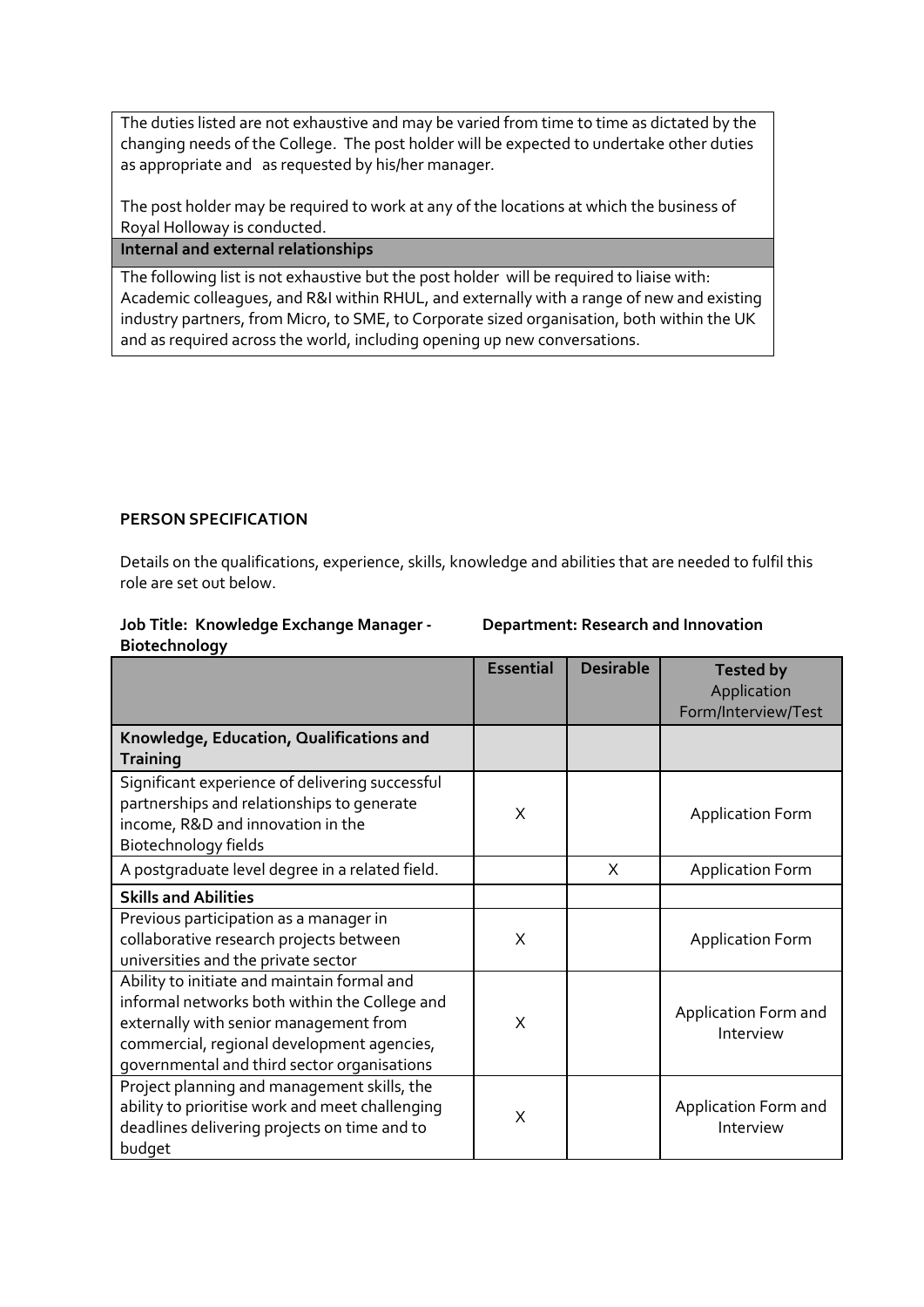The duties listed are not exhaustive and may be varied from time to time as dictated by the changing needs of the College. The post holder will be expected to undertake other duties as appropriate and as requested by his/her manager.

The post holder may be required to work at any of the locations at which the business of Royal Holloway is conducted.

**Internal and external relationships**

The following list is not exhaustive but the post holder will be required to liaise with: Academic colleagues, and R&I within RHUL, and externally with a range of new and existing industry partners, from Micro, to SME, to Corporate sized organisation, both within the UK and as required across the world, including opening up new conversations.

**PERSON SPECIFICATION**

Details on the qualifications, experience, skills, knowledge and abilities that are needed to fulfil this role are set out below.

**Job Title: Knowledge Exchange Manager - Biotechnology** **Department: Research and Innovation**

| | Essential | Desirable | Tested by Application Form/Interview/Test |
|---|---|---|---|
| **Knowledge, Education, Qualifications and Training** | | | |
| Significant experience of delivering successful partnerships and relationships to generate income, R&D and innovation in the Biotechnology fields | X | | Application Form |
| A postgraduate level degree in a related field. | | X | Application Form |
| **Skills and Abilities** | | | |
| Previous participation as a manager in collaborative research projects between universities and the private sector | X | | Application Form |
| Ability to initiate and maintain formal and informal networks both within the College and externally with senior management from commercial, regional development agencies, governmental and third sector organisations | X | | Application Form and Interview |
| Project planning and management skills, the ability to prioritise work and meet challenging deadlines delivering projects on time and to budget | X | | Application Form and Interview |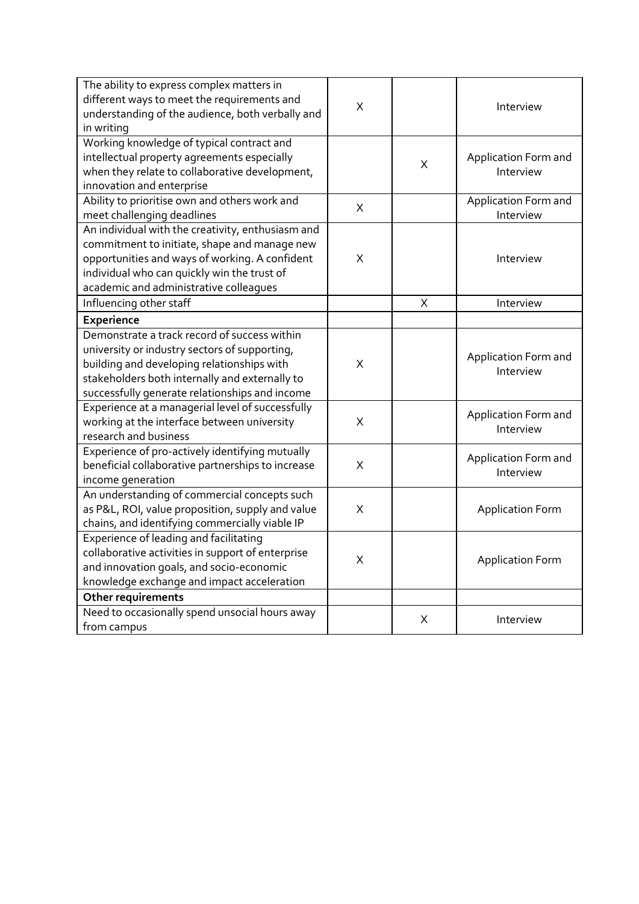| | | | |
|---|---|---|---|
| The ability to express complex matters in different ways to meet the requirements and understanding of the audience, both verbally and in writing | X | | Interview |
| Working knowledge of typical contract and intellectual property agreements especially when they relate to collaborative development, innovation and enterprise | | X | Application Form and Interview |
| Ability to prioritise own and others work and meet challenging deadlines | X | | Application Form and Interview |
| An individual with the creativity, enthusiasm and commitment to initiate, shape and manage new opportunities and ways of working. A confident individual who can quickly win the trust of academic and administrative colleagues | X | | Interview |
| Influencing other staff | | X | Interview |
| **Experience** | | | |
| Demonstrate a track record of success within university or industry sectors of supporting, building and developing relationships with stakeholders both internally and externally to successfully generate relationships and income | X | | Application Form and Interview |
| Experience at a managerial level of successfully working at the interface between university research and business | X | | Application Form and Interview |
| Experience of pro-actively identifying mutually beneficial collaborative partnerships to increase income generation | X | | Application Form and Interview |
| An understanding of commercial concepts such as P&L, ROI, value proposition, supply and value chains, and identifying commercially viable IP | X | | Application Form |
| Experience of leading and facilitating collaborative activities in support of enterprise and innovation goals, and socio-economic knowledge exchange and impact acceleration | X | | Application Form |
| **Other requirements** | | | |
| Need to occasionally spend unsocial hours away from campus | | X | Interview |